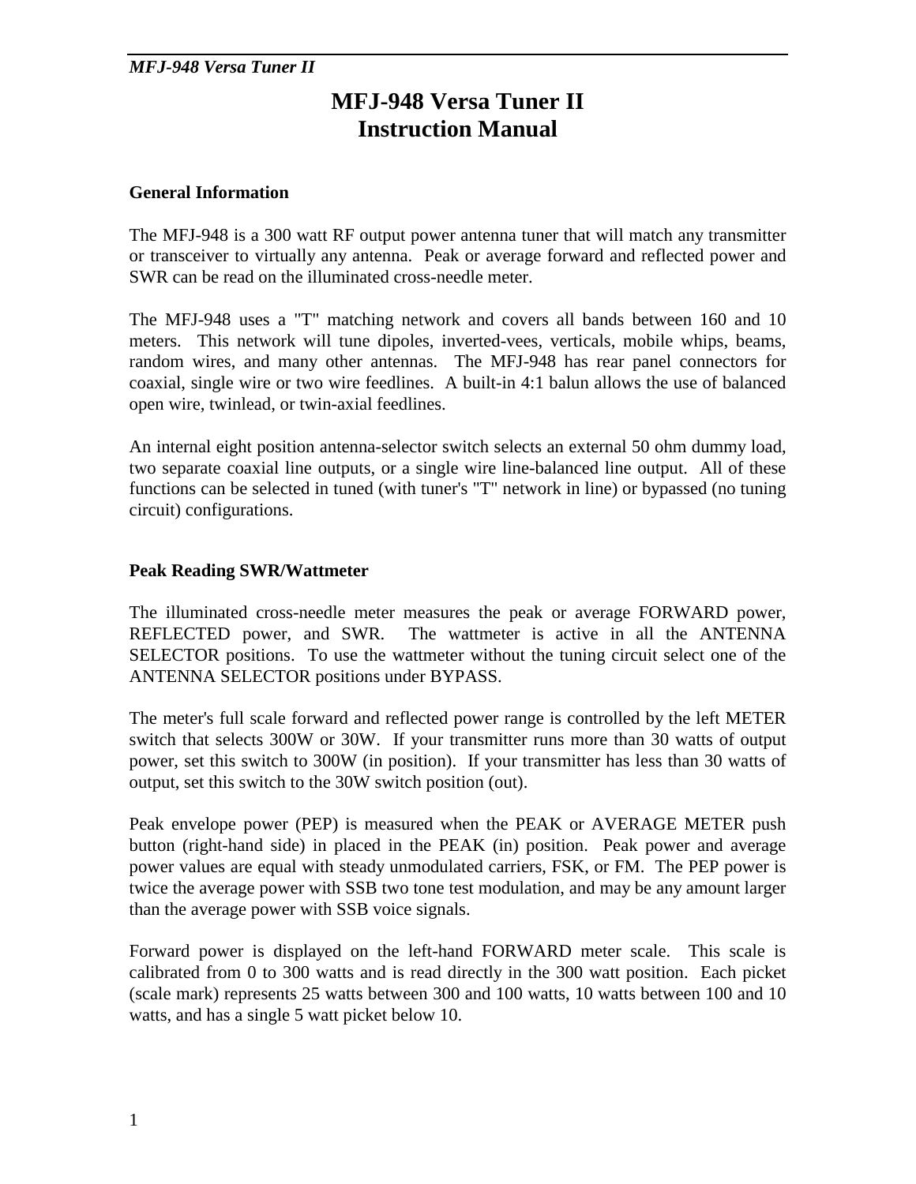# MFJ-948 Versa Tuner II
# Instruction Manual

## General Information

The MFJ-948 is a 300 watt RF output power antenna tuner that will match any transmitter or transceiver to virtually any antenna. Peak or average forward and reflected power and SWR can be read on the illuminated cross-needle meter.

The MFJ-948 uses a "T" matching network and covers all bands between 160 and 10 meters. This network will tune dipoles, inverted-vees, verticals, mobile whips, beams, random wires, and many other antennas. The MFJ-948 has rear panel connectors for coaxial, single wire or two wire feedlines. A built-in 4:1 balun allows the use of balanced open wire, twinlead, or twin-axial feedlines.

An internal eight position antenna-selector switch selects an external 50 ohm dummy load, two separate coaxial line outputs, or a single wire line-balanced line output. All of these functions can be selected in tuned (with tuner's "T" network in line) or bypassed (no tuning circuit) configurations.

## Peak Reading SWR/Wattmeter

The illuminated cross-needle meter measures the peak or average FORWARD power, REFLECTED power, and SWR. The wattmeter is active in all the ANTENNA SELECTOR positions. To use the wattmeter without the tuning circuit select one of the ANTENNA SELECTOR positions under BYPASS.

The meter's full scale forward and reflected power range is controlled by the left METER switch that selects 300W or 30W. If your transmitter runs more than 30 watts of output power, set this switch to 300W (in position). If your transmitter has less than 30 watts of output, set this switch to the 30W switch position (out).

Peak envelope power (PEP) is measured when the PEAK or AVERAGE METER push button (right-hand side) in placed in the PEAK (in) position. Peak power and average power values are equal with steady unmodulated carriers, FSK, or FM. The PEP power is twice the average power with SSB two tone test modulation, and may be any amount larger than the average power with SSB voice signals.

Forward power is displayed on the left-hand FORWARD meter scale. This scale is calibrated from 0 to 300 watts and is read directly in the 300 watt position. Each picket (scale mark) represents 25 watts between 300 and 100 watts, 10 watts between 100 and 10 watts, and has a single 5 watt picket below 10.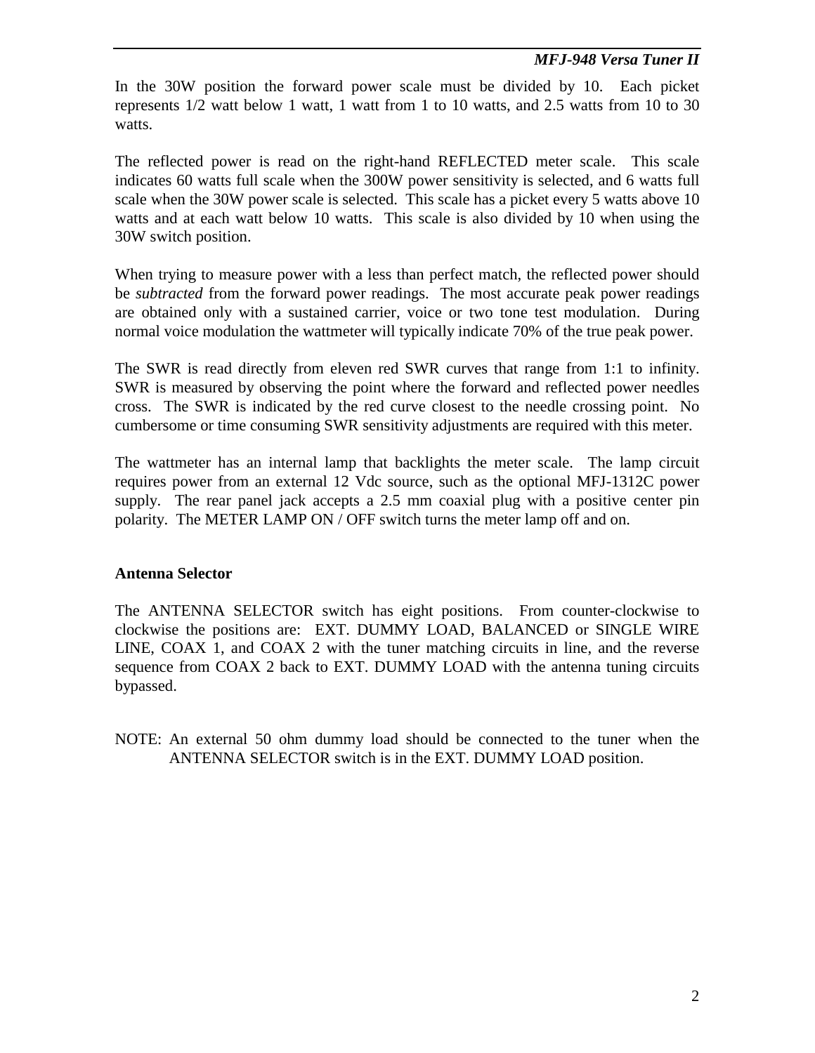In the 30W position the forward power scale must be divided by 10. Each picket represents 1/2 watt below 1 watt, 1 watt from 1 to 10 watts, and 2.5 watts from 10 to 30 watts.

The reflected power is read on the right-hand REFLECTED meter scale. This scale indicates 60 watts full scale when the 300W power sensitivity is selected, and 6 watts full scale when the 30W power scale is selected. This scale has a picket every 5 watts above 10 watts and at each watt below 10 watts. This scale is also divided by 10 when using the 30W switch position.

When trying to measure power with a less than perfect match, the reflected power should be *subtracted* from the forward power readings. The most accurate peak power readings are obtained only with a sustained carrier, voice or two tone test modulation. During normal voice modulation the wattmeter will typically indicate 70% of the true peak power.

The SWR is read directly from eleven red SWR curves that range from 1:1 to infinity. SWR is measured by observing the point where the forward and reflected power needles cross. The SWR is indicated by the red curve closest to the needle crossing point. No cumbersome or time consuming SWR sensitivity adjustments are required with this meter.

The wattmeter has an internal lamp that backlights the meter scale. The lamp circuit requires power from an external 12 Vdc source, such as the optional MFJ-1312C power supply. The rear panel jack accepts a 2.5 mm coaxial plug with a positive center pin polarity. The METER LAMP ON / OFF switch turns the meter lamp off and on.

### Antenna Selector

The ANTENNA SELECTOR switch has eight positions. From counter-clockwise to clockwise the positions are: EXT. DUMMY LOAD, BALANCED or SINGLE WIRE LINE, COAX 1, and COAX 2 with the tuner matching circuits in line, and the reverse sequence from COAX 2 back to EXT. DUMMY LOAD with the antenna tuning circuits bypassed.

NOTE: An external 50 ohm dummy load should be connected to the tuner when the ANTENNA SELECTOR switch is in the EXT. DUMMY LOAD position.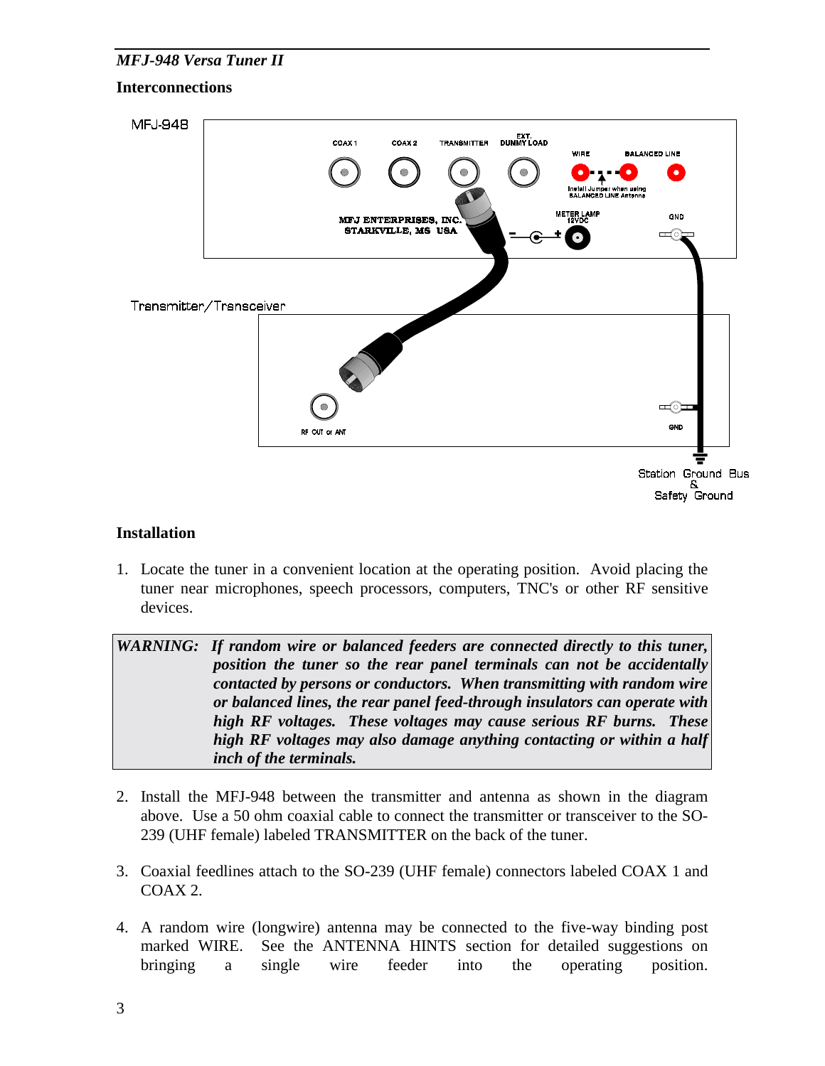## Interconnections

## Installation

1. Locate the tuner in a convenient location at the operating position. Avoid placing the tuner near microphones, speech processors, computers, TNC's or other RF sensitive devices.

> ***WARNING:** If random wire or balanced feeders are connected directly to this tuner, position the tuner so the rear panel terminals can not be accidentally contacted by persons or conductors. When transmitting with random wire or balanced lines, the rear panel feed-through insulators can operate with high RF voltages. These voltages may cause serious RF burns. These high RF voltages may also damage anything contacting or within a half inch of the terminals.*

2. Install the MFJ-948 between the transmitter and antenna as shown in the diagram above. Use a 50 ohm coaxial cable to connect the transmitter or transceiver to the SO-239 (UHF female) labeled TRANSMITTER on the back of the tuner.

3. Coaxial feedlines attach to the SO-239 (UHF female) connectors labeled COAX 1 and COAX 2.

4. A random wire (longwire) antenna may be connected to the five-way binding post marked WIRE. See the ANTENNA HINTS section for detailed suggestions on bringing a single wire feeder into the operating position.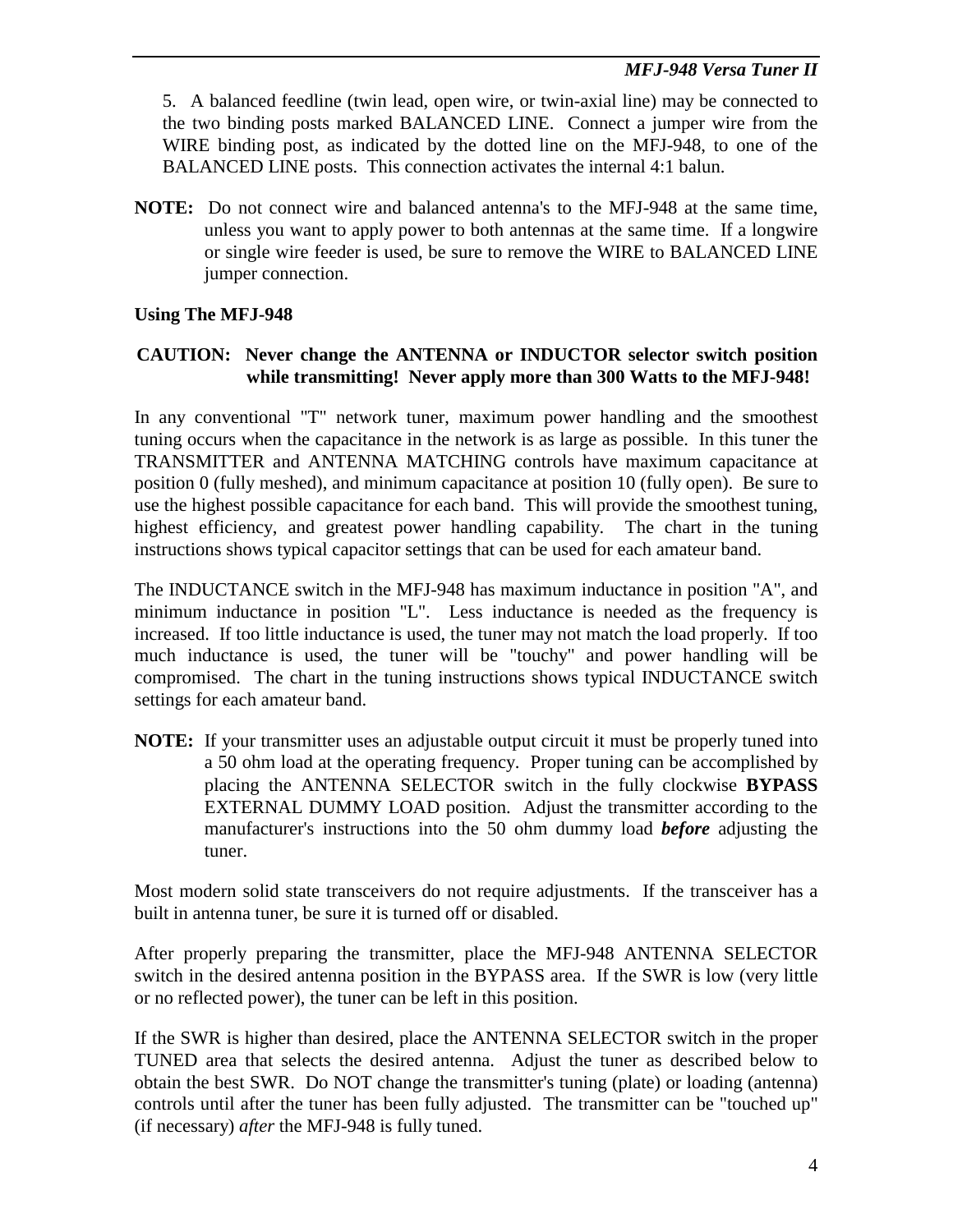5. A balanced feedline (twin lead, open wire, or twin-axial line) may be connected to the two binding posts marked BALANCED LINE. Connect a jumper wire from the WIRE binding post, as indicated by the dotted line on the MFJ-948, to one of the BALANCED LINE posts. This connection activates the internal 4:1 balun.

**NOTE:** Do not connect wire and balanced antenna's to the MFJ-948 at the same time, unless you want to apply power to both antennas at the same time. If a longwire or single wire feeder is used, be sure to remove the WIRE to BALANCED LINE jumper connection.

**Using The MFJ-948**

**CAUTION: Never change the ANTENNA or INDUCTOR selector switch position while transmitting! Never apply more than 300 Watts to the MFJ-948!**

In any conventional "T" network tuner, maximum power handling and the smoothest tuning occurs when the capacitance in the network is as large as possible. In this tuner the TRANSMITTER and ANTENNA MATCHING controls have maximum capacitance at position 0 (fully meshed), and minimum capacitance at position 10 (fully open). Be sure to use the highest possible capacitance for each band. This will provide the smoothest tuning, highest efficiency, and greatest power handling capability. The chart in the tuning instructions shows typical capacitor settings that can be used for each amateur band.

The INDUCTANCE switch in the MFJ-948 has maximum inductance in position "A", and minimum inductance in position "L". Less inductance is needed as the frequency is increased. If too little inductance is used, the tuner may not match the load properly. If too much inductance is used, the tuner will be "touchy" and power handling will be compromised. The chart in the tuning instructions shows typical INDUCTANCE switch settings for each amateur band.

**NOTE:** If your transmitter uses an adjustable output circuit it must be properly tuned into a 50 ohm load at the operating frequency. Proper tuning can be accomplished by placing the ANTENNA SELECTOR switch in the fully clockwise **BYPASS** EXTERNAL DUMMY LOAD position. Adjust the transmitter according to the manufacturer's instructions into the 50 ohm dummy load ***before*** adjusting the tuner.

Most modern solid state transceivers do not require adjustments. If the transceiver has a built in antenna tuner, be sure it is turned off or disabled.

After properly preparing the transmitter, place the MFJ-948 ANTENNA SELECTOR switch in the desired antenna position in the BYPASS area. If the SWR is low (very little or no reflected power), the tuner can be left in this position.

If the SWR is higher than desired, place the ANTENNA SELECTOR switch in the proper TUNED area that selects the desired antenna. Adjust the tuner as described below to obtain the best SWR. Do NOT change the transmitter's tuning (plate) or loading (antenna) controls until after the tuner has been fully adjusted. The transmitter can be "touched up" (if necessary) *after* the MFJ-948 is fully tuned.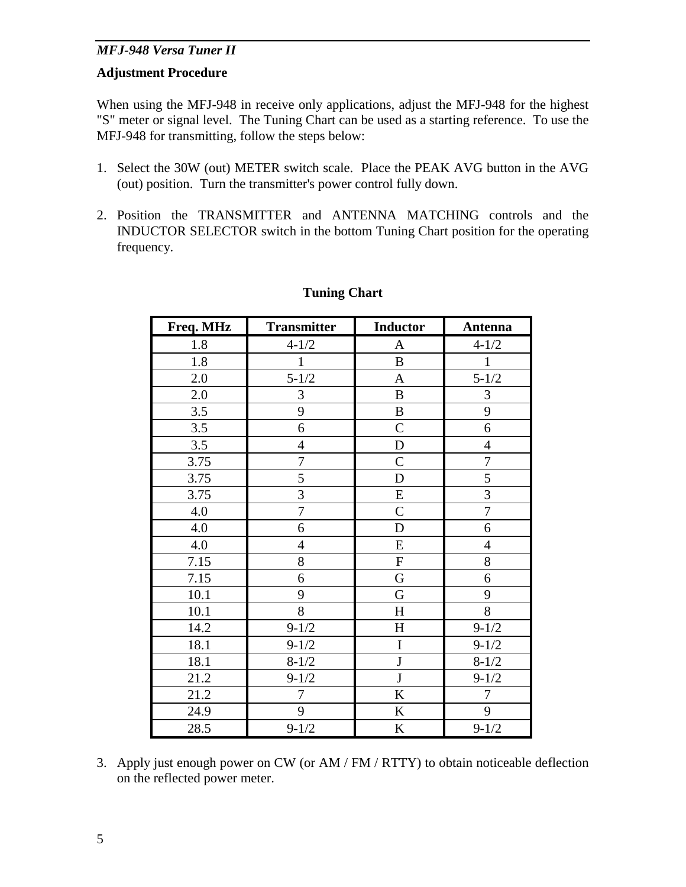## Adjustment Procedure

When using the MFJ-948 in receive only applications, adjust the MFJ-948 for the highest "S" meter or signal level. The Tuning Chart can be used as a starting reference. To use the MFJ-948 for transmitting, follow the steps below:

1. Select the 30W (out) METER switch scale. Place the PEAK AVG button in the AVG (out) position. Turn the transmitter's power control fully down.

2. Position the TRANSMITTER and ANTENNA MATCHING controls and the INDUCTOR SELECTOR switch in the bottom Tuning Chart position for the operating frequency.

**Tuning Chart**

| Freq. MHz | Transmitter | Inductor | Antenna |
|---|---|---|---|
| 1.8 | 4-1/2 | A | 4-1/2 |
| 1.8 | 1 | B | 1 |
| 2.0 | 5-1/2 | A | 5-1/2 |
| 2.0 | 3 | B | 3 |
| 3.5 | 9 | B | 9 |
| 3.5 | 6 | C | 6 |
| 3.5 | 4 | D | 4 |
| 3.75 | 7 | C | 7 |
| 3.75 | 5 | D | 5 |
| 3.75 | 3 | E | 3 |
| 4.0 | 7 | C | 7 |
| 4.0 | 6 | D | 6 |
| 4.0 | 4 | E | 4 |
| 7.15 | 8 | F | 8 |
| 7.15 | 6 | G | 6 |
| 10.1 | 9 | G | 9 |
| 10.1 | 8 | H | 8 |
| 14.2 | 9-1/2 | H | 9-1/2 |
| 18.1 | 9-1/2 | I | 9-1/2 |
| 18.1 | 8-1/2 | J | 8-1/2 |
| 21.2 | 9-1/2 | J | 9-1/2 |
| 21.2 | 7 | K | 7 |
| 24.9 | 9 | K | 9 |
| 28.5 | 9-1/2 | K | 9-1/2 |

3. Apply just enough power on CW (or AM / FM / RTTY) to obtain noticeable deflection on the reflected power meter.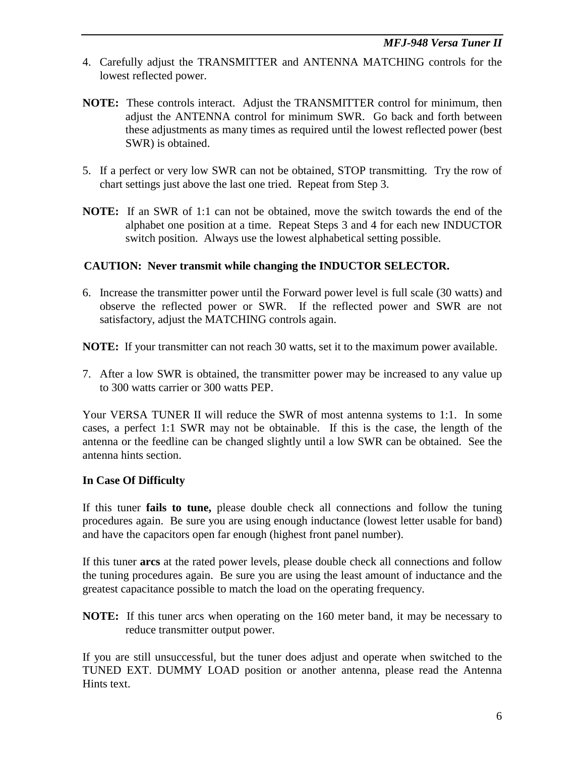4. Carefully adjust the TRANSMITTER and ANTENNA MATCHING controls for the lowest reflected power.

**NOTE:** These controls interact. Adjust the TRANSMITTER control for minimum, then adjust the ANTENNA control for minimum SWR. Go back and forth between these adjustments as many times as required until the lowest reflected power (best SWR) is obtained.

5. If a perfect or very low SWR can not be obtained, STOP transmitting. Try the row of chart settings just above the last one tried. Repeat from Step 3.

**NOTE:** If an SWR of 1:1 can not be obtained, move the switch towards the end of the alphabet one position at a time. Repeat Steps 3 and 4 for each new INDUCTOR switch position. Always use the lowest alphabetical setting possible.

**CAUTION: Never transmit while changing the INDUCTOR SELECTOR.**

6. Increase the transmitter power until the Forward power level is full scale (30 watts) and observe the reflected power or SWR. If the reflected power and SWR are not satisfactory, adjust the MATCHING controls again.

**NOTE:** If your transmitter can not reach 30 watts, set it to the maximum power available.

7. After a low SWR is obtained, the transmitter power may be increased to any value up to 300 watts carrier or 300 watts PEP.

Your VERSA TUNER II will reduce the SWR of most antenna systems to 1:1. In some cases, a perfect 1:1 SWR may not be obtainable. If this is the case, the length of the antenna or the feedline can be changed slightly until a low SWR can be obtained. See the antenna hints section.

**In Case Of Difficulty**

If this tuner **fails to tune,** please double check all connections and follow the tuning procedures again. Be sure you are using enough inductance (lowest letter usable for band) and have the capacitors open far enough (highest front panel number).

If this tuner **arcs** at the rated power levels, please double check all connections and follow the tuning procedures again. Be sure you are using the least amount of inductance and the greatest capacitance possible to match the load on the operating frequency.

**NOTE:** If this tuner arcs when operating on the 160 meter band, it may be necessary to reduce transmitter output power.

If you are still unsuccessful, but the tuner does adjust and operate when switched to the TUNED EXT. DUMMY LOAD position or another antenna, please read the Antenna Hints text.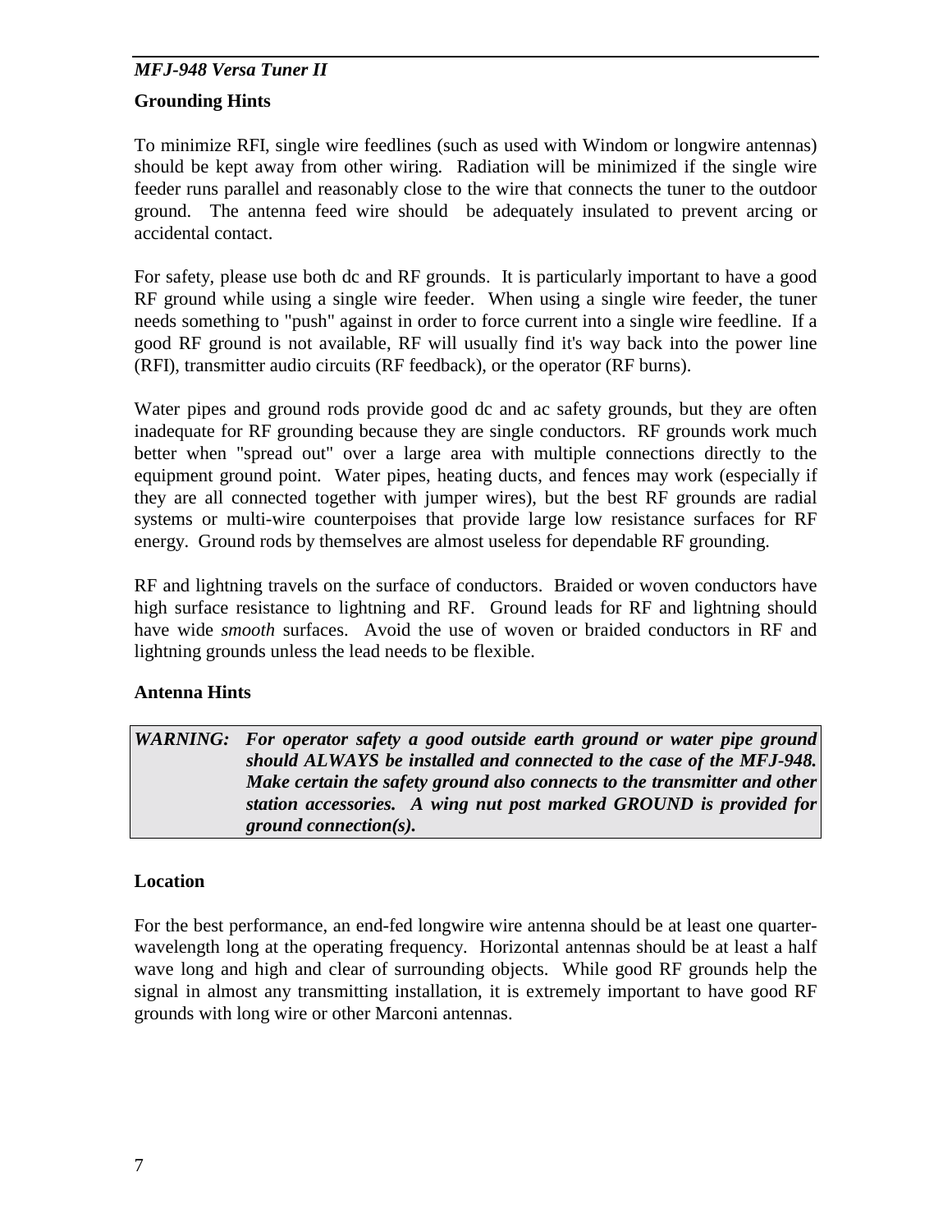## Grounding Hints

To minimize RFI, single wire feedlines (such as used with Windom or longwire antennas) should be kept away from other wiring. Radiation will be minimized if the single wire feeder runs parallel and reasonably close to the wire that connects the tuner to the outdoor ground. The antenna feed wire should be adequately insulated to prevent arcing or accidental contact.

For safety, please use both dc and RF grounds. It is particularly important to have a good RF ground while using a single wire feeder. When using a single wire feeder, the tuner needs something to "push" against in order to force current into a single wire feedline. If a good RF ground is not available, RF will usually find it's way back into the power line (RFI), transmitter audio circuits (RF feedback), or the operator (RF burns).

Water pipes and ground rods provide good dc and ac safety grounds, but they are often inadequate for RF grounding because they are single conductors. RF grounds work much better when "spread out" over a large area with multiple connections directly to the equipment ground point. Water pipes, heating ducts, and fences may work (especially if they are all connected together with jumper wires), but the best RF grounds are radial systems or multi-wire counterpoises that provide large low resistance surfaces for RF energy. Ground rods by themselves are almost useless for dependable RF grounding.

RF and lightning travels on the surface of conductors. Braided or woven conductors have high surface resistance to lightning and RF. Ground leads for RF and lightning should have wide *smooth* surfaces. Avoid the use of woven or braided conductors in RF and lightning grounds unless the lead needs to be flexible.

## Antenna Hints

***WARNING:*** ***For operator safety a good outside earth ground or water pipe ground should ALWAYS be installed and connected to the case of the MFJ-948. Make certain the safety ground also connects to the transmitter and other station accessories. A wing nut post marked GROUND is provided for ground connection(s).***

## Location

For the best performance, an end-fed longwire wire antenna should be at least one quarter-wavelength long at the operating frequency. Horizontal antennas should be at least a half wave long and high and clear of surrounding objects. While good RF grounds help the signal in almost any transmitting installation, it is extremely important to have good RF grounds with long wire or other Marconi antennas.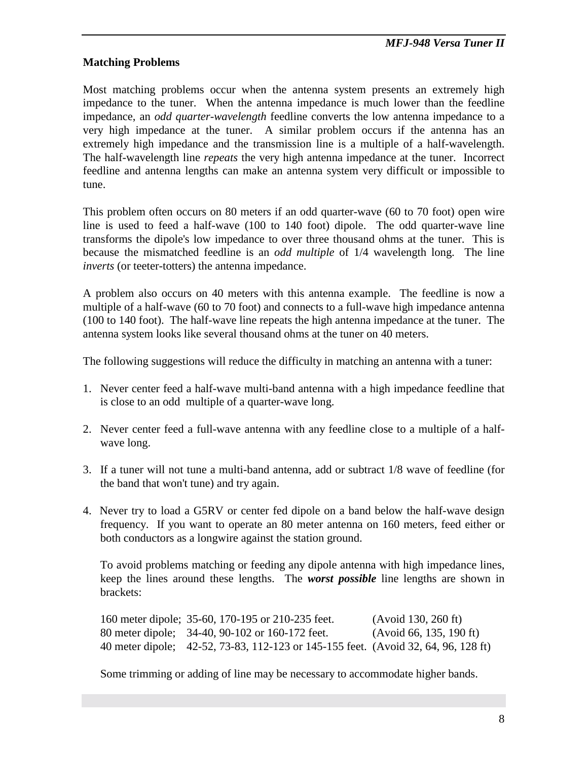## Matching Problems

Most matching problems occur when the antenna system presents an extremely high impedance to the tuner. When the antenna impedance is much lower than the feedline impedance, an *odd quarter-wavelength* feedline converts the low antenna impedance to a very high impedance at the tuner. A similar problem occurs if the antenna has an extremely high impedance and the transmission line is a multiple of a half-wavelength. The half-wavelength line *repeats* the very high antenna impedance at the tuner. Incorrect feedline and antenna lengths can make an antenna system very difficult or impossible to tune.

This problem often occurs on 80 meters if an odd quarter-wave (60 to 70 foot) open wire line is used to feed a half-wave (100 to 140 foot) dipole. The odd quarter-wave line transforms the dipole's low impedance to over three thousand ohms at the tuner. This is because the mismatched feedline is an *odd multiple* of 1/4 wavelength long. The line *inverts* (or teeter-totters) the antenna impedance.

A problem also occurs on 40 meters with this antenna example. The feedline is now a multiple of a half-wave (60 to 70 foot) and connects to a full-wave high impedance antenna (100 to 140 foot). The half-wave line repeats the high antenna impedance at the tuner. The antenna system looks like several thousand ohms at the tuner on 40 meters.

The following suggestions will reduce the difficulty in matching an antenna with a tuner:

1. Never center feed a half-wave multi-band antenna with a high impedance feedline that is close to an odd multiple of a quarter-wave long.

2. Never center feed a full-wave antenna with any feedline close to a multiple of a half-wave long.

3. If a tuner will not tune a multi-band antenna, add or subtract 1/8 wave of feedline (for the band that won't tune) and try again.

4. Never try to load a G5RV or center fed dipole on a band below the half-wave design frequency. If you want to operate an 80 meter antenna on 160 meters, feed either or both conductors as a longwire against the station ground.

   To avoid problems matching or feeding any dipole antenna with high impedance lines, keep the lines around these lengths. The ***worst possible*** line lengths are shown in brackets:

   | | | |
   |---|---|---|
   | 160 meter dipole; | 35-60, 170-195 or 210-235 feet. | (Avoid 130, 260 ft) |
   | 80 meter dipole; | 34-40, 90-102 or 160-172 feet. | (Avoid 66, 135, 190 ft) |
   | 40 meter dipole; | 42-52, 73-83, 112-123 or 145-155 feet. | (Avoid 32, 64, 96, 128 ft) |

   Some trimming or adding of line may be necessary to accommodate higher bands.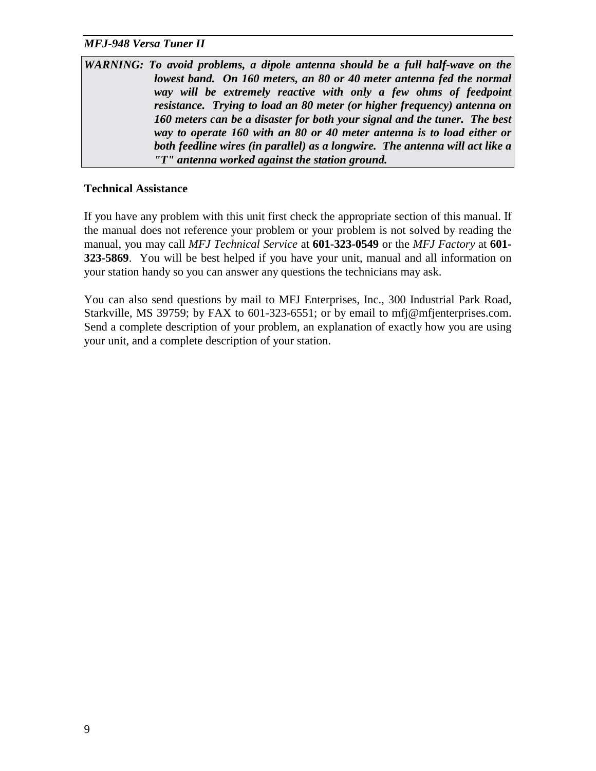***WARNING:** To avoid problems, a dipole antenna should be a full half-wave on the lowest band. On 160 meters, an 80 or 40 meter antenna fed the normal way will be extremely reactive with only a few ohms of feedpoint resistance. Trying to load an 80 meter (or higher frequency) antenna on 160 meters can be a disaster for both your signal and the tuner. The best way to operate 160 with an 80 or 40 meter antenna is to load either or both feedline wires (in parallel) as a longwire. The antenna will act like a "T" antenna worked against the station ground.*

**Technical Assistance**

If you have any problem with this unit first check the appropriate section of this manual. If the manual does not reference your problem or your problem is not solved by reading the manual, you may call *MFJ Technical Service* at **601-323-0549** or the *MFJ Factory* at **601-323-5869**. You will be best helped if you have your unit, manual and all information on your station handy so you can answer any questions the technicians may ask.

You can also send questions by mail to MFJ Enterprises, Inc., 300 Industrial Park Road, Starkville, MS 39759; by FAX to 601-323-6551; or by email to mfj@mfjenterprises.com. Send a complete description of your problem, an explanation of exactly how you are using your unit, and a complete description of your station.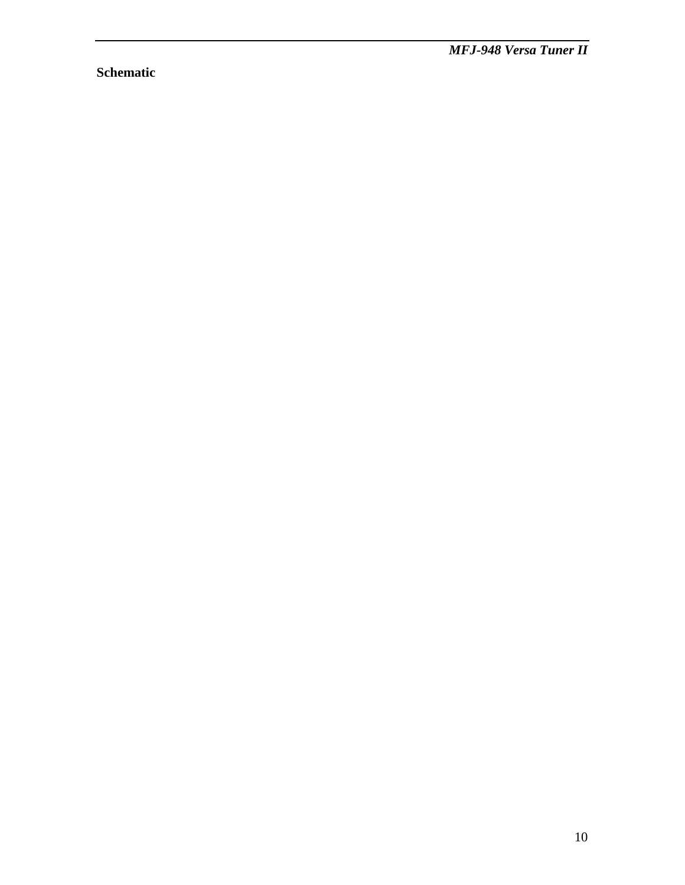**Schematic**